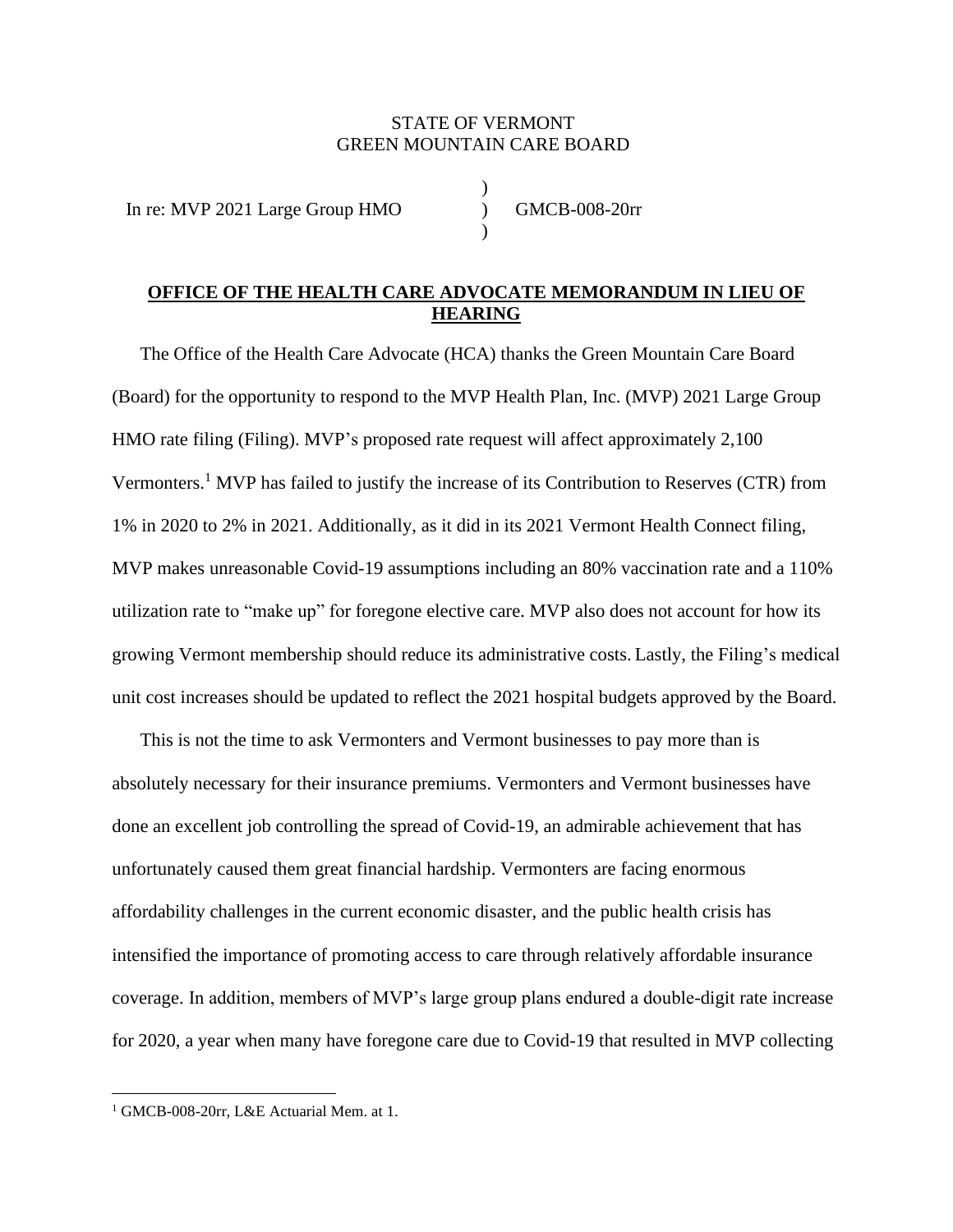STATE OF VERMONT
GREEN MOUNTAIN CARE BOARD

In re: MVP 2021 Large Group HMO ) GMCB-008-20rr

**OFFICE OF THE HEALTH CARE ADVOCATE MEMORANDUM IN LIEU OF HEARING**

The Office of the Health Care Advocate (HCA) thanks the Green Mountain Care Board (Board) for the opportunity to respond to the MVP Health Plan, Inc. (MVP) 2021 Large Group HMO rate filing (Filing). MVP's proposed rate request will affect approximately 2,100 Vermonters.[1] MVP has failed to justify the increase of its Contribution to Reserves (CTR) from 1% in 2020 to 2% in 2021. Additionally, as it did in its 2021 Vermont Health Connect filing, MVP makes unreasonable Covid-19 assumptions including an 80% vaccination rate and a 110% utilization rate to "make up" for foregone elective care. MVP also does not account for how its growing Vermont membership should reduce its administrative costs. Lastly, the Filing's medical unit cost increases should be updated to reflect the 2021 hospital budgets approved by the Board.

This is not the time to ask Vermonters and Vermont businesses to pay more than is absolutely necessary for their insurance premiums. Vermonters and Vermont businesses have done an excellent job controlling the spread of Covid-19, an admirable achievement that has unfortunately caused them great financial hardship. Vermonters are facing enormous affordability challenges in the current economic disaster, and the public health crisis has intensified the importance of promoting access to care through relatively affordable insurance coverage. In addition, members of MVP's large group plans endured a double-digit rate increase for 2020, a year when many have foregone care due to Covid-19 that resulted in MVP collecting

[1] GMCB-008-20rr, L&E Actuarial Mem. at 1.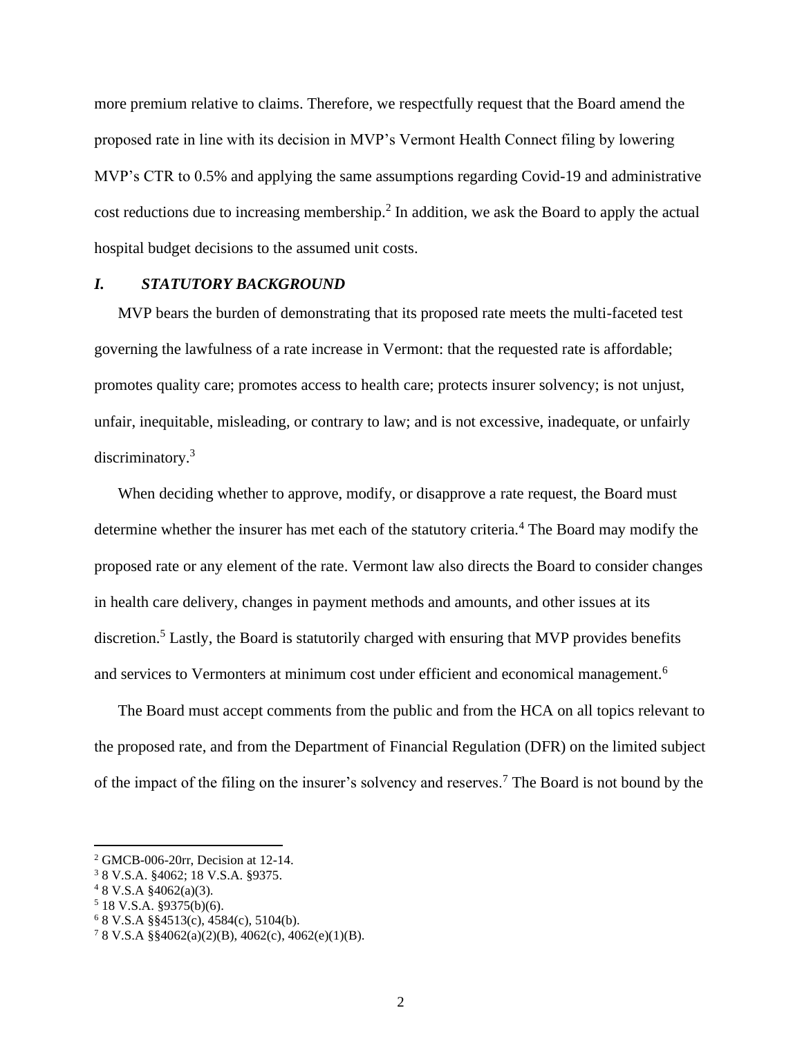more premium relative to claims. Therefore, we respectfully request that the Board amend the proposed rate in line with its decision in MVP's Vermont Health Connect filing by lowering MVP's CTR to 0.5% and applying the same assumptions regarding Covid-19 and administrative cost reductions due to increasing membership.[2] In addition, we ask the Board to apply the actual hospital budget decisions to the assumed unit costs.

## *I. STATUTORY BACKGROUND*

MVP bears the burden of demonstrating that its proposed rate meets the multi-faceted test governing the lawfulness of a rate increase in Vermont: that the requested rate is affordable; promotes quality care; promotes access to health care; protects insurer solvency; is not unjust, unfair, inequitable, misleading, or contrary to law; and is not excessive, inadequate, or unfairly discriminatory.[3]

When deciding whether to approve, modify, or disapprove a rate request, the Board must determine whether the insurer has met each of the statutory criteria.[4] The Board may modify the proposed rate or any element of the rate. Vermont law also directs the Board to consider changes in health care delivery, changes in payment methods and amounts, and other issues at its discretion.[5] Lastly, the Board is statutorily charged with ensuring that MVP provides benefits and services to Vermonters at minimum cost under efficient and economical management.[6]

The Board must accept comments from the public and from the HCA on all topics relevant to the proposed rate, and from the Department of Financial Regulation (DFR) on the limited subject of the impact of the filing on the insurer's solvency and reserves.[7] The Board is not bound by the

---

[2] GMCB-006-20rr, Decision at 12-14.
[3] 8 V.S.A. §4062; 18 V.S.A. §9375.
[4] 8 V.S.A §4062(a)(3).
[5] 18 V.S.A. §9375(b)(6).
[6] 8 V.S.A §§4513(c), 4584(c), 5104(b).
[7] 8 V.S.A §§4062(a)(2)(B), 4062(c), 4062(e)(1)(B).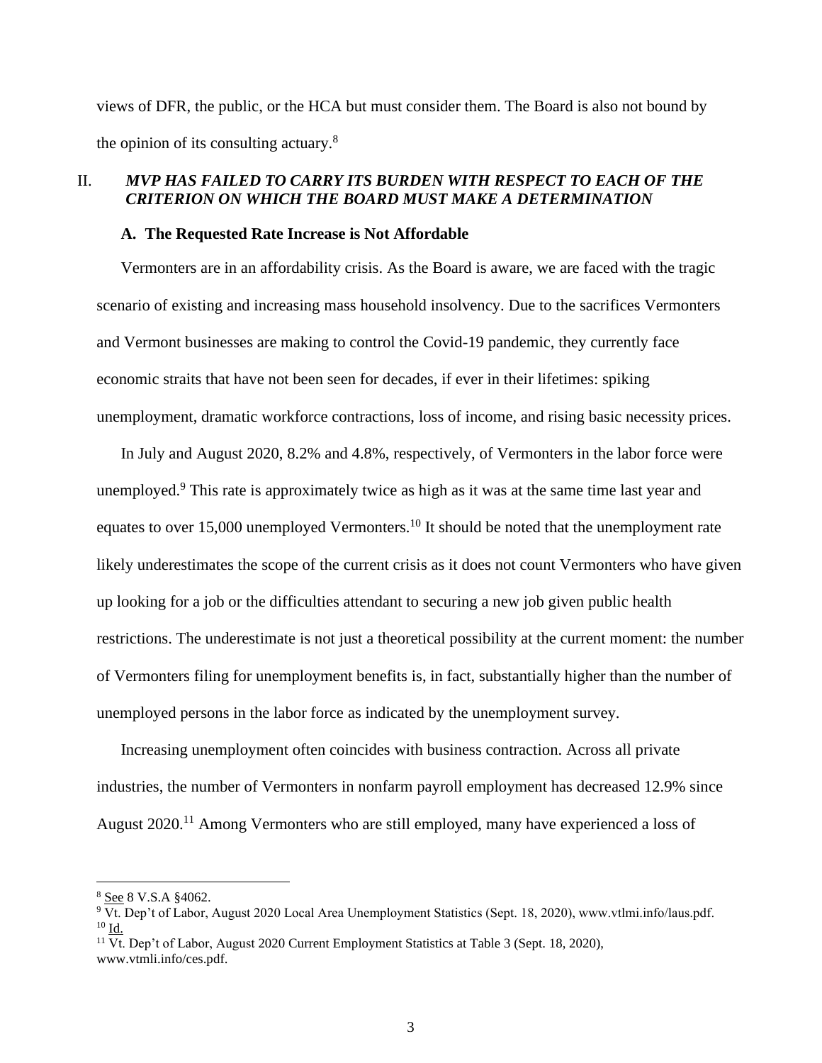views of DFR, the public, or the HCA but must consider them. The Board is also not bound by the opinion of its consulting actuary.[8]

## II. *MVP HAS FAILED TO CARRY ITS BURDEN WITH RESPECT TO EACH OF THE CRITERION ON WHICH THE BOARD MUST MAKE A DETERMINATION*

### A. The Requested Rate Increase is Not Affordable

Vermonters are in an affordability crisis. As the Board is aware, we are faced with the tragic scenario of existing and increasing mass household insolvency. Due to the sacrifices Vermonters and Vermont businesses are making to control the Covid-19 pandemic, they currently face economic straits that have not been seen for decades, if ever in their lifetimes: spiking unemployment, dramatic workforce contractions, loss of income, and rising basic necessity prices.

In July and August 2020, 8.2% and 4.8%, respectively, of Vermonters in the labor force were unemployed.[9] This rate is approximately twice as high as it was at the same time last year and equates to over 15,000 unemployed Vermonters.[10] It should be noted that the unemployment rate likely underestimates the scope of the current crisis as it does not count Vermonters who have given up looking for a job or the difficulties attendant to securing a new job given public health restrictions. The underestimate is not just a theoretical possibility at the current moment: the number of Vermonters filing for unemployment benefits is, in fact, substantially higher than the number of unemployed persons in the labor force as indicated by the unemployment survey.

Increasing unemployment often coincides with business contraction. Across all private industries, the number of Vermonters in nonfarm payroll employment has decreased 12.9% since August 2020.[11] Among Vermonters who are still employed, many have experienced a loss of

---

[8] See 8 V.S.A §4062.

[9] Vt. Dep't of Labor, August 2020 Local Area Unemployment Statistics (Sept. 18, 2020), www.vtlmi.info/laus.pdf.

[10] Id.

[11] Vt. Dep't of Labor, August 2020 Current Employment Statistics at Table 3 (Sept. 18, 2020), www.vtmli.info/ces.pdf.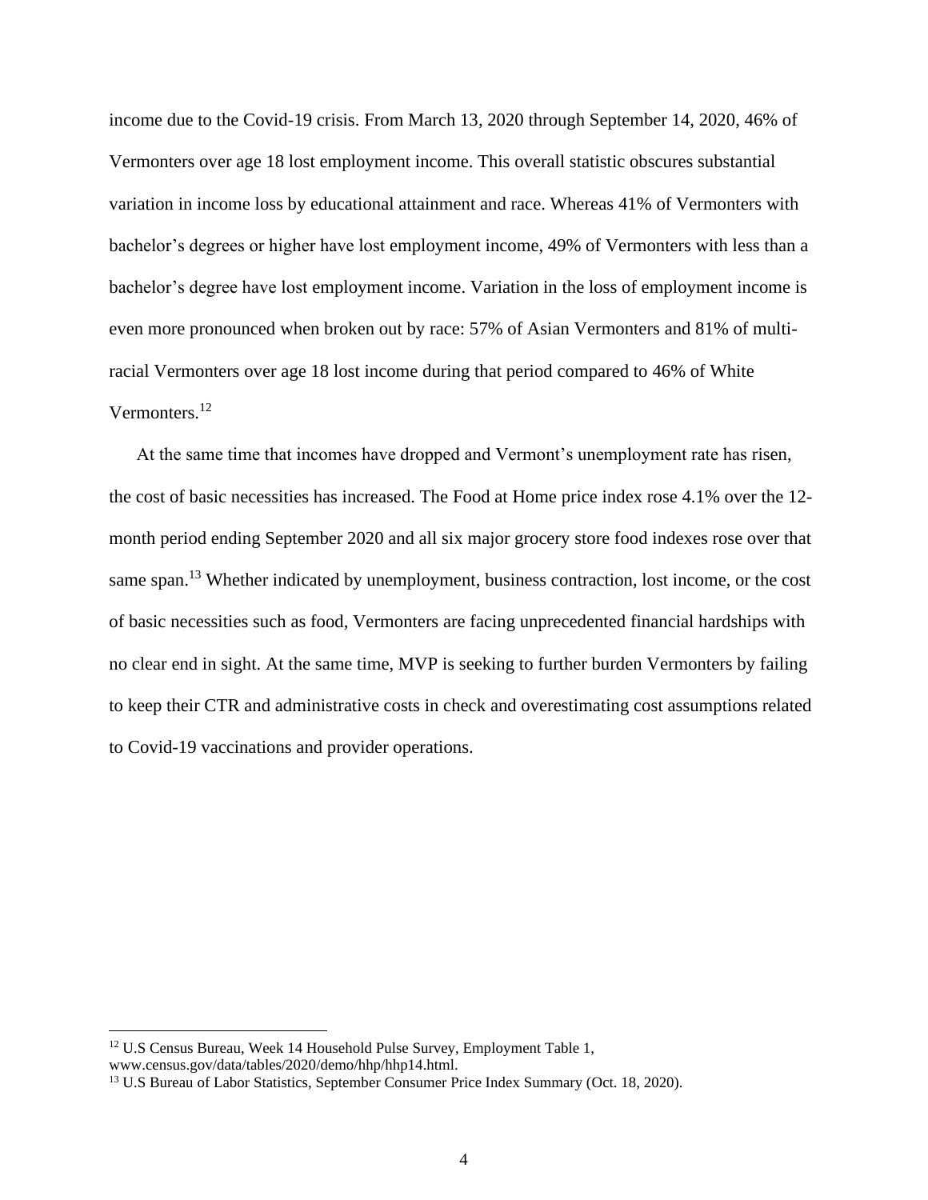income due to the Covid-19 crisis. From March 13, 2020 through September 14, 2020, 46% of Vermonters over age 18 lost employment income. This overall statistic obscures substantial variation in income loss by educational attainment and race. Whereas 41% of Vermonters with bachelor's degrees or higher have lost employment income, 49% of Vermonters with less than a bachelor's degree have lost employment income. Variation in the loss of employment income is even more pronounced when broken out by race: 57% of Asian Vermonters and 81% of multi-racial Vermonters over age 18 lost income during that period compared to 46% of White Vermonters.[12]

At the same time that incomes have dropped and Vermont's unemployment rate has risen, the cost of basic necessities has increased. The Food at Home price index rose 4.1% over the 12-month period ending September 2020 and all six major grocery store food indexes rose over that same span.[13] Whether indicated by unemployment, business contraction, lost income, or the cost of basic necessities such as food, Vermonters are facing unprecedented financial hardships with no clear end in sight. At the same time, MVP is seeking to further burden Vermonters by failing to keep their CTR and administrative costs in check and overestimating cost assumptions related to Covid-19 vaccinations and provider operations.

---

[12] U.S Census Bureau, Week 14 Household Pulse Survey, Employment Table 1, www.census.gov/data/tables/2020/demo/hhp/hhp14.html.

[13] U.S Bureau of Labor Statistics, September Consumer Price Index Summary (Oct. 18, 2020).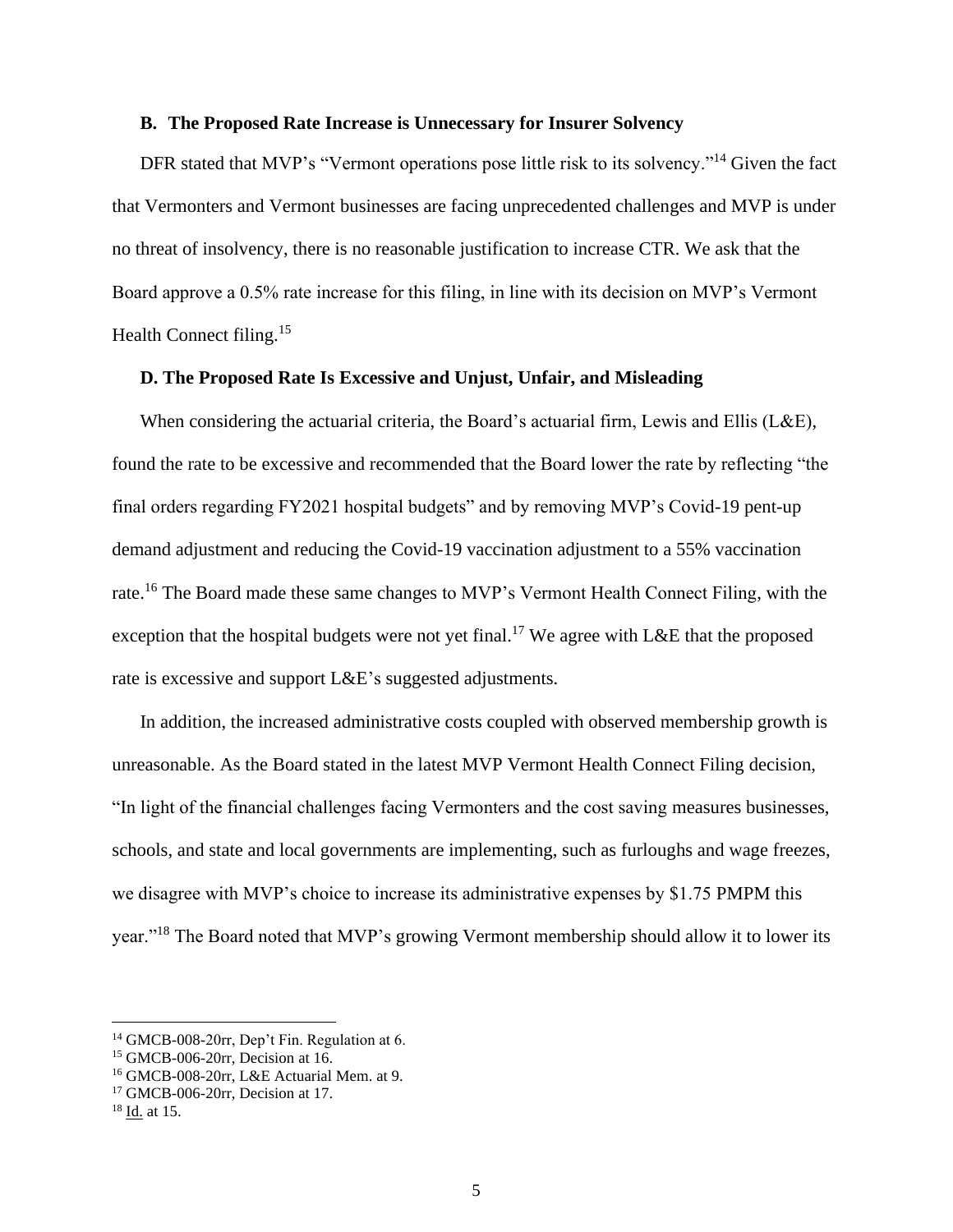### B. The Proposed Rate Increase is Unnecessary for Insurer Solvency

DFR stated that MVP's "Vermont operations pose little risk to its solvency."[14] Given the fact that Vermonters and Vermont businesses are facing unprecedented challenges and MVP is under no threat of insolvency, there is no reasonable justification to increase CTR. We ask that the Board approve a 0.5% rate increase for this filing, in line with its decision on MVP's Vermont Health Connect filing.[15]

### D. The Proposed Rate Is Excessive and Unjust, Unfair, and Misleading

When considering the actuarial criteria, the Board's actuarial firm, Lewis and Ellis (L&E), found the rate to be excessive and recommended that the Board lower the rate by reflecting "the final orders regarding FY2021 hospital budgets" and by removing MVP's Covid-19 pent-up demand adjustment and reducing the Covid-19 vaccination adjustment to a 55% vaccination rate.[16] The Board made these same changes to MVP's Vermont Health Connect Filing, with the exception that the hospital budgets were not yet final.[17] We agree with L&E that the proposed rate is excessive and support L&E's suggested adjustments.

In addition, the increased administrative costs coupled with observed membership growth is unreasonable. As the Board stated in the latest MVP Vermont Health Connect Filing decision, "In light of the financial challenges facing Vermonters and the cost saving measures businesses, schools, and state and local governments are implementing, such as furloughs and wage freezes, we disagree with MVP's choice to increase its administrative expenses by $1.75 PMPM this year."[18] The Board noted that MVP's growing Vermont membership should allow it to lower its

---

[14] GMCB-008-20rr, Dep't Fin. Regulation at 6.

[15] GMCB-006-20rr, Decision at 16.

[16] GMCB-008-20rr, L&E Actuarial Mem. at 9.

[17] GMCB-006-20rr, Decision at 17.

[18] Id. at 15.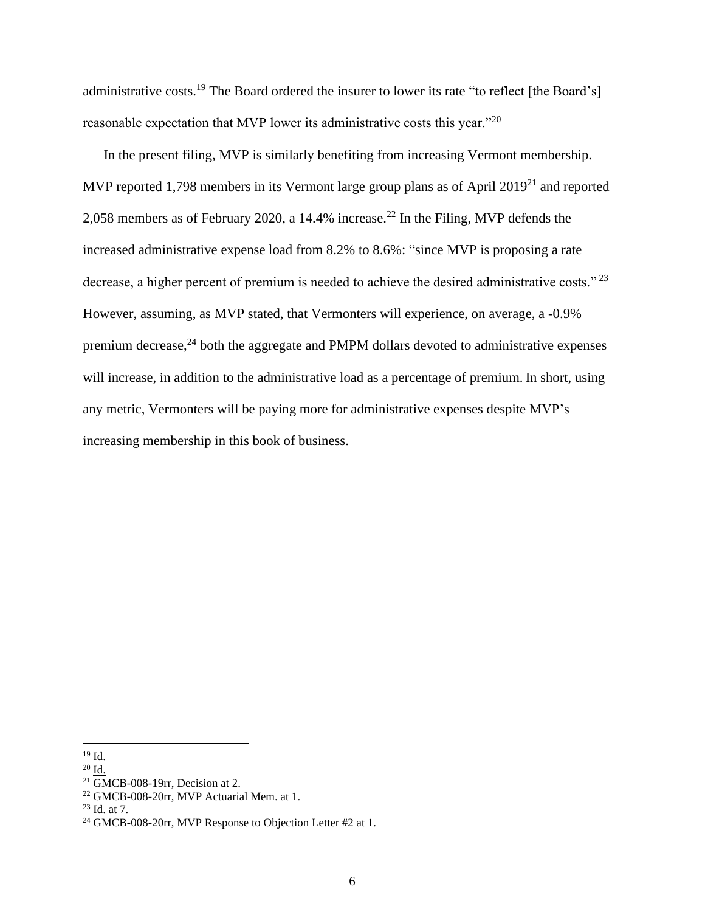administrative costs.[19] The Board ordered the insurer to lower its rate "to reflect [the Board's] reasonable expectation that MVP lower its administrative costs this year."[20]

In the present filing, MVP is similarly benefiting from increasing Vermont membership. MVP reported 1,798 members in its Vermont large group plans as of April 2019[21] and reported 2,058 members as of February 2020, a 14.4% increase.[22] In the Filing, MVP defends the increased administrative expense load from 8.2% to 8.6%: "since MVP is proposing a rate decrease, a higher percent of premium is needed to achieve the desired administrative costs." [23] However, assuming, as MVP stated, that Vermonters will experience, on average, a -0.9% premium decrease,[24] both the aggregate and PMPM dollars devoted to administrative expenses will increase, in addition to the administrative load as a percentage of premium. In short, using any metric, Vermonters will be paying more for administrative expenses despite MVP's increasing membership in this book of business.

---

[19] Id.
[20] Id.
[21] GMCB-008-19rr, Decision at 2.
[22] GMCB-008-20rr, MVP Actuarial Mem. at 1.
[23] Id. at 7.
[24] GMCB-008-20rr, MVP Response to Objection Letter #2 at 1.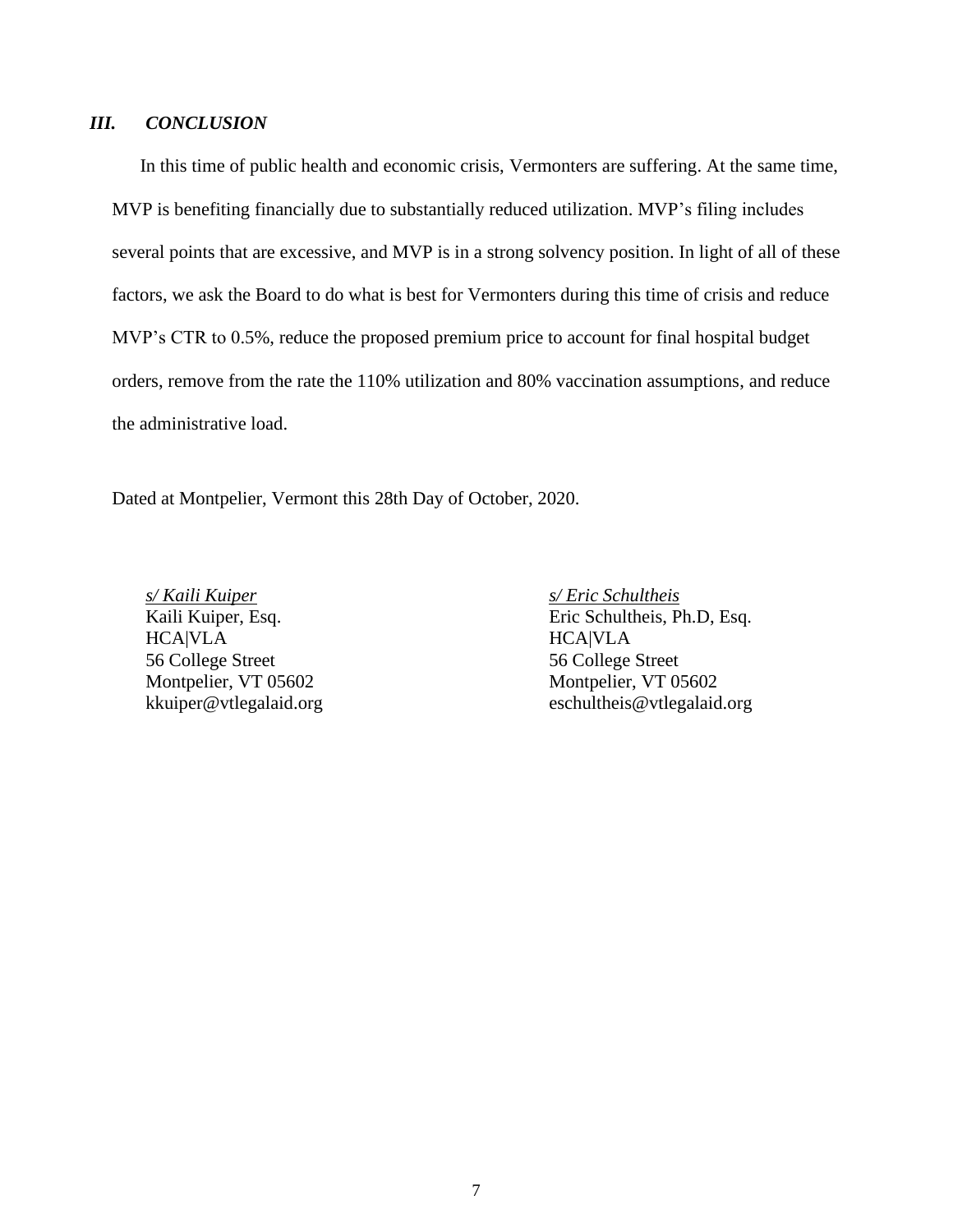### *III. CONCLUSION*

In this time of public health and economic crisis, Vermonters are suffering. At the same time, MVP is benefiting financially due to substantially reduced utilization. MVP's filing includes several points that are excessive, and MVP is in a strong solvency position. In light of all of these factors, we ask the Board to do what is best for Vermonters during this time of crisis and reduce MVP's CTR to 0.5%, reduce the proposed premium price to account for final hospital budget orders, remove from the rate the 110% utilization and 80% vaccination assumptions, and reduce the administrative load.

Dated at Montpelier, Vermont this 28th Day of October, 2020.

*s/ Kaili Kuiper*
Kaili Kuiper, Esq.
HCA|VLA
56 College Street
Montpelier, VT 05602
kkuiper@vtlegalaid.org

*s/ Eric Schultheis*
Eric Schultheis, Ph.D, Esq.
HCA|VLA
56 College Street
Montpelier, VT 05602
eschultheis@vtlegalaid.org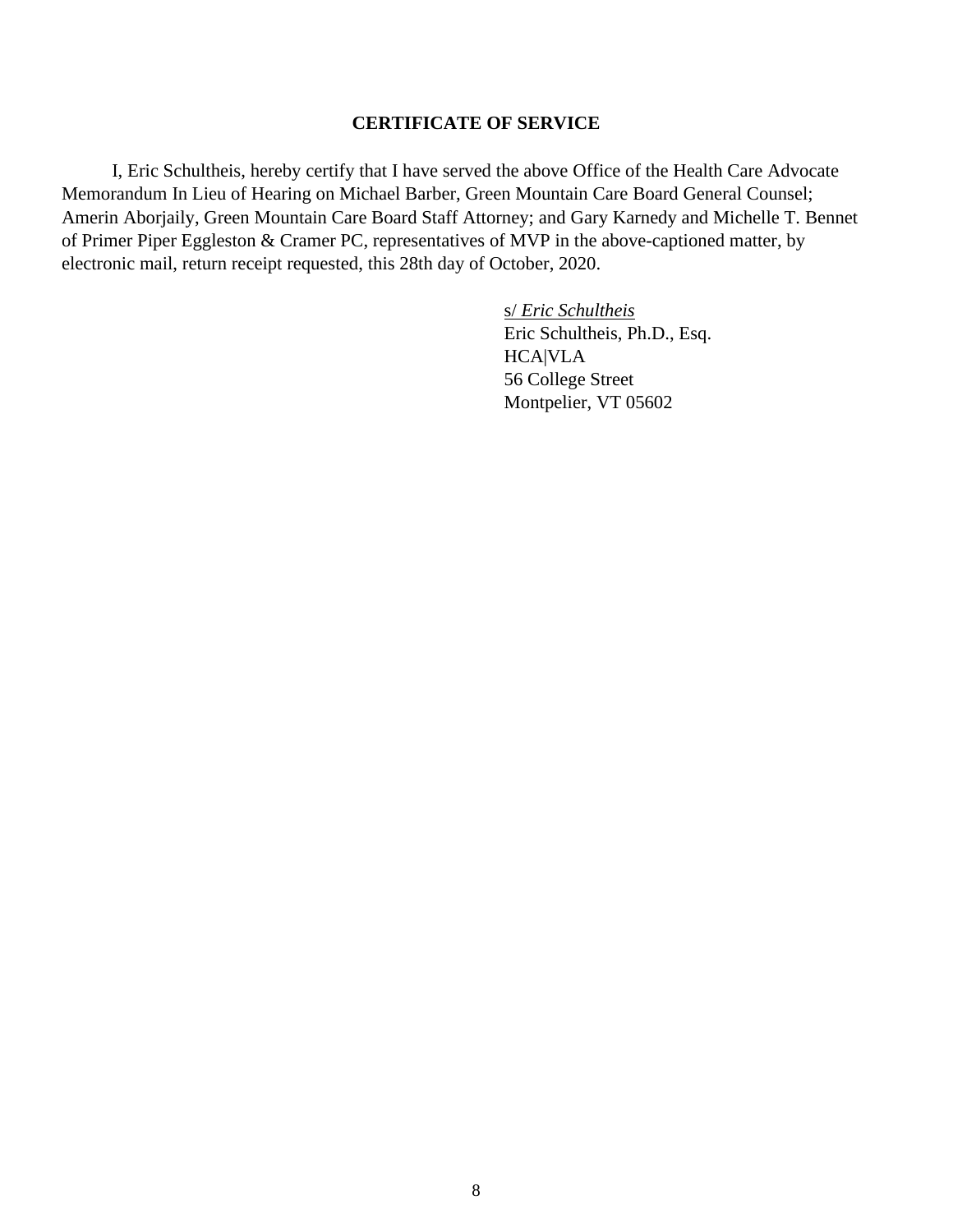**CERTIFICATE OF SERVICE**

I, Eric Schultheis, hereby certify that I have served the above Office of the Health Care Advocate Memorandum In Lieu of Hearing on Michael Barber, Green Mountain Care Board General Counsel; Amerin Aborjaily, Green Mountain Care Board Staff Attorney; and Gary Karnedy and Michelle T. Bennet of Primer Piper Eggleston & Cramer PC, representatives of MVP in the above-captioned matter, by electronic mail, return receipt requested, this 28th day of October, 2020.

s/ *Eric Schultheis*
Eric Schultheis, Ph.D., Esq.
HCA|VLA
56 College Street
Montpelier, VT 05602